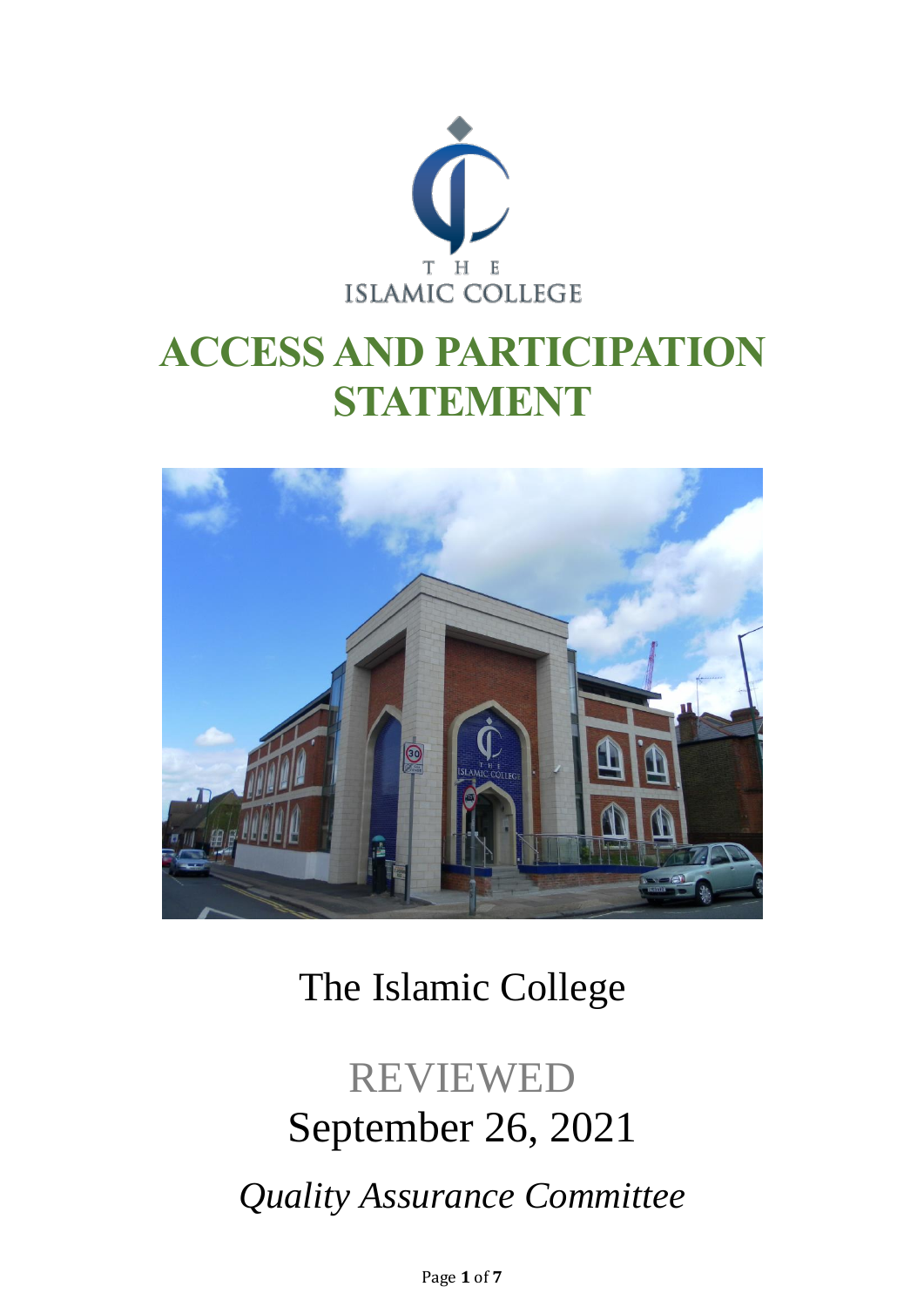THE ISLAMIC COLLEGE

# ACCESS AND PARTICIPATION STATEMENT

The Islamic College

REVIEWED

September 26, 2021

*Quality Assurance Committee*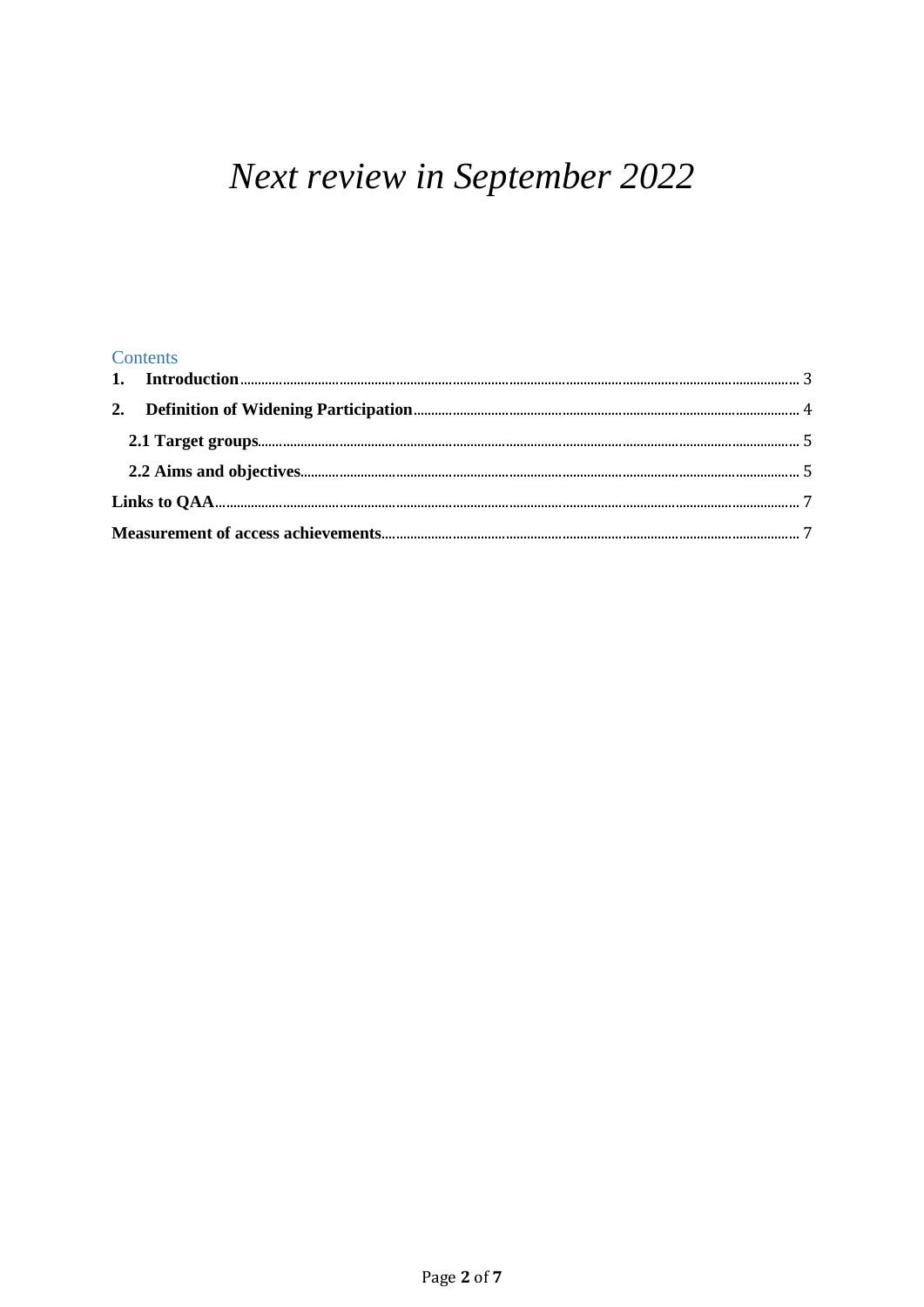*Next review in September 2022*

## Contents

**1. Introduction** ........................................................ 3

**2. Definition of Widening Participation** ........................................................ 4

**2.1 Target groups** ........................................................ 5

**2.2 Aims and objectives** ........................................................ 5

**Links to QAA** ........................................................ 7

**Measurement of access achievements** ........................................................ 7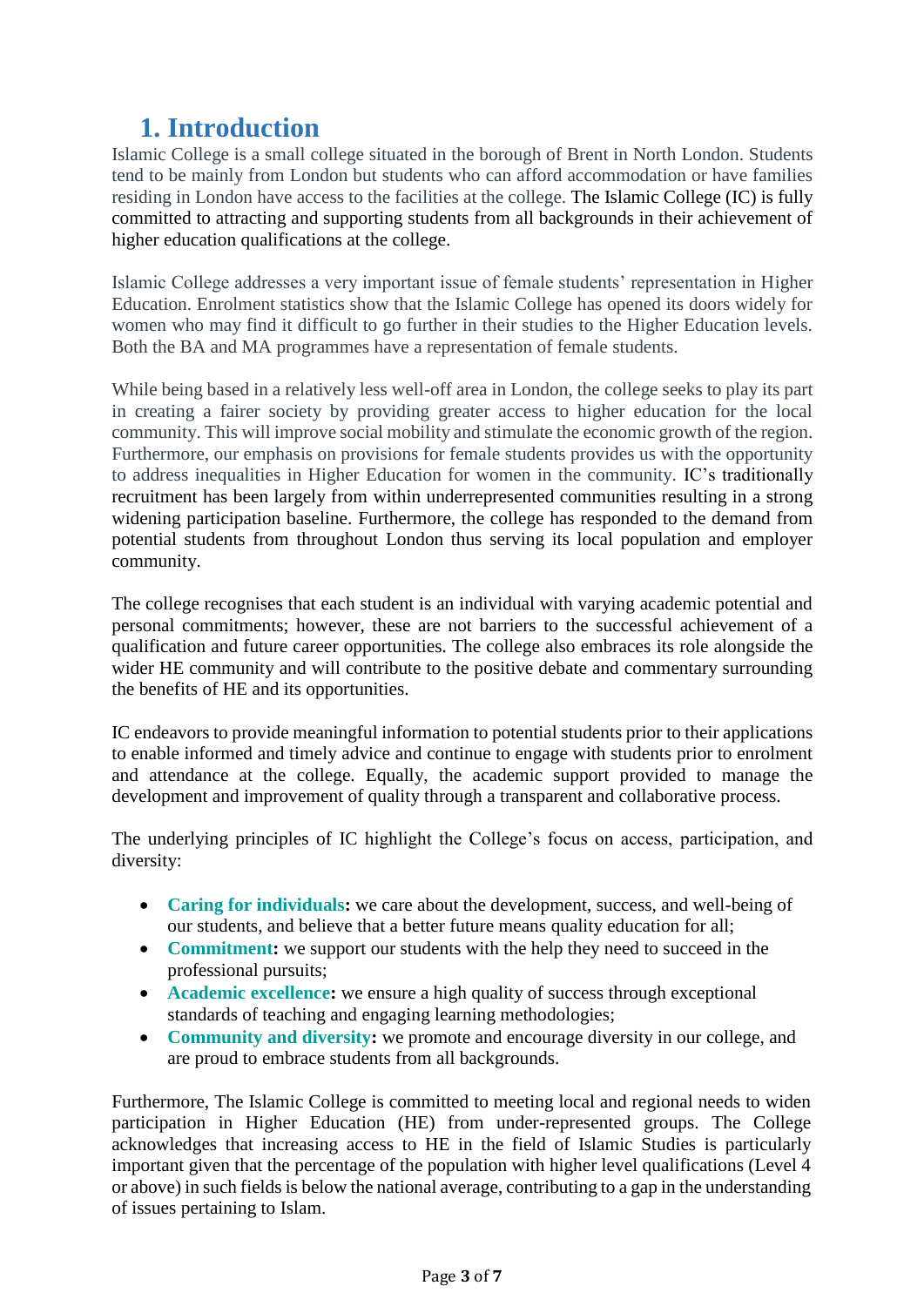# 1. Introduction

Islamic College is a small college situated in the borough of Brent in North London. Students tend to be mainly from London but students who can afford accommodation or have families residing in London have access to the facilities at the college. The Islamic College (IC) is fully committed to attracting and supporting students from all backgrounds in their achievement of higher education qualifications at the college.

Islamic College addresses a very important issue of female students' representation in Higher Education. Enrolment statistics show that the Islamic College has opened its doors widely for women who may find it difficult to go further in their studies to the Higher Education levels. Both the BA and MA programmes have a representation of female students.

While being based in a relatively less well-off area in London, the college seeks to play its part in creating a fairer society by providing greater access to higher education for the local community. This will improve social mobility and stimulate the economic growth of the region. Furthermore, our emphasis on provisions for female students provides us with the opportunity to address inequalities in Higher Education for women in the community. IC's traditionally recruitment has been largely from within underrepresented communities resulting in a strong widening participation baseline. Furthermore, the college has responded to the demand from potential students from throughout London thus serving its local population and employer community.

The college recognises that each student is an individual with varying academic potential and personal commitments; however, these are not barriers to the successful achievement of a qualification and future career opportunities. The college also embraces its role alongside the wider HE community and will contribute to the positive debate and commentary surrounding the benefits of HE and its opportunities.

IC endeavors to provide meaningful information to potential students prior to their applications to enable informed and timely advice and continue to engage with students prior to enrolment and attendance at the college. Equally, the academic support provided to manage the development and improvement of quality through a transparent and collaborative process.

The underlying principles of IC highlight the College's focus on access, participation, and diversity:

- **Caring for individuals:** we care about the development, success, and well-being of our students, and believe that a better future means quality education for all;
- **Commitment:** we support our students with the help they need to succeed in the professional pursuits;
- **Academic excellence:** we ensure a high quality of success through exceptional standards of teaching and engaging learning methodologies;
- **Community and diversity:** we promote and encourage diversity in our college, and are proud to embrace students from all backgrounds.

Furthermore, The Islamic College is committed to meeting local and regional needs to widen participation in Higher Education (HE) from under-represented groups. The College acknowledges that increasing access to HE in the field of Islamic Studies is particularly important given that the percentage of the population with higher level qualifications (Level 4 or above) in such fields is below the national average, contributing to a gap in the understanding of issues pertaining to Islam.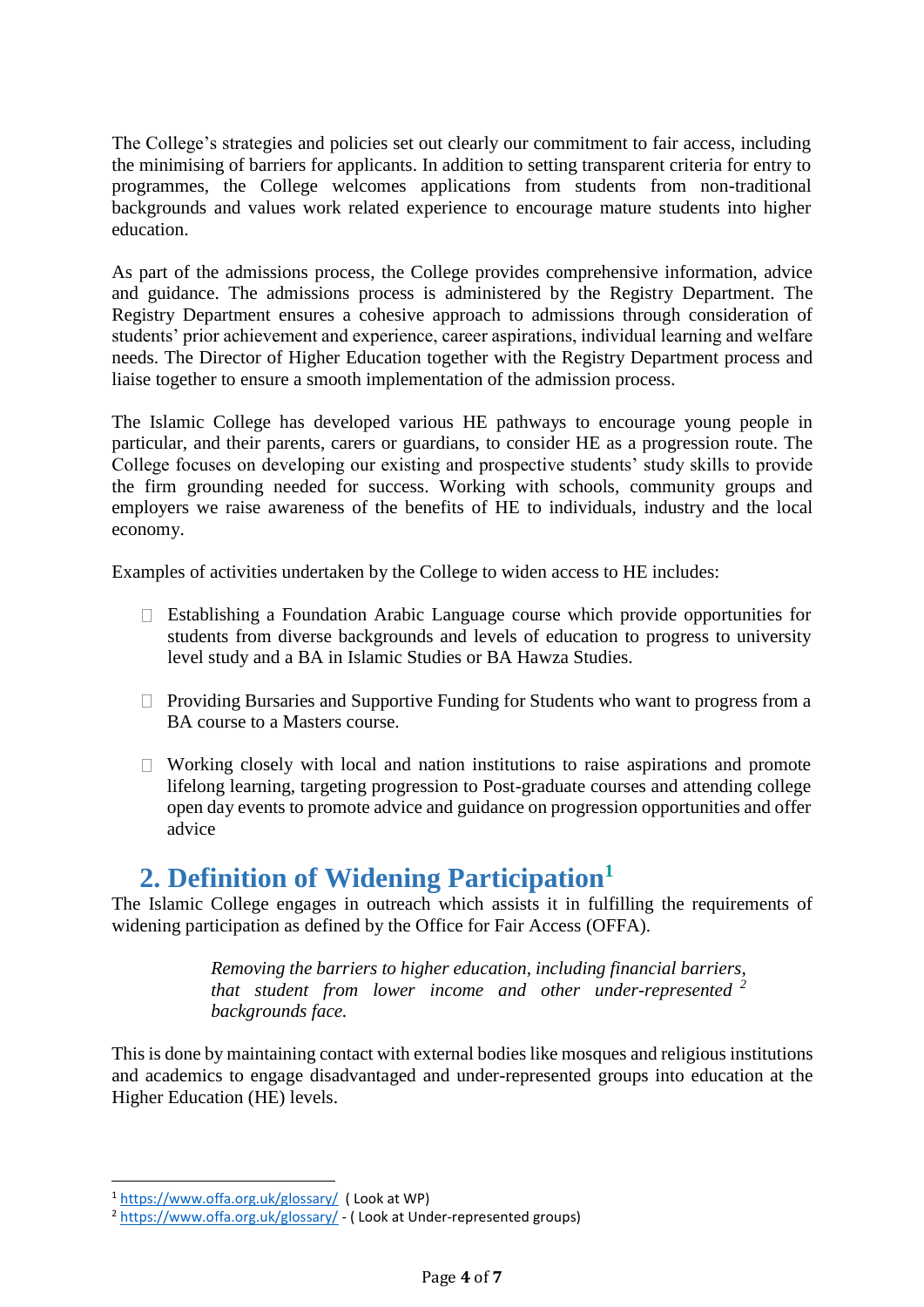The College's strategies and policies set out clearly our commitment to fair access, including the minimising of barriers for applicants. In addition to setting transparent criteria for entry to programmes, the College welcomes applications from students from non-traditional backgrounds and values work related experience to encourage mature students into higher education.

As part of the admissions process, the College provides comprehensive information, advice and guidance. The admissions process is administered by the Registry Department. The Registry Department ensures a cohesive approach to admissions through consideration of students' prior achievement and experience, career aspirations, individual learning and welfare needs. The Director of Higher Education together with the Registry Department process and liaise together to ensure a smooth implementation of the admission process.

The Islamic College has developed various HE pathways to encourage young people in particular, and their parents, carers or guardians, to consider HE as a progression route. The College focuses on developing our existing and prospective students' study skills to provide the firm grounding needed for success. Working with schools, community groups and employers we raise awareness of the benefits of HE to individuals, industry and the local economy.

Examples of activities undertaken by the College to widen access to HE includes:

- Establishing a Foundation Arabic Language course which provide opportunities for students from diverse backgrounds and levels of education to progress to university level study and a BA in Islamic Studies or BA Hawza Studies.

- Providing Bursaries and Supportive Funding for Students who want to progress from a BA course to a Masters course.

- Working closely with local and nation institutions to raise aspirations and promote lifelong learning, targeting progression to Post-graduate courses and attending college open day events to promote advice and guidance on progression opportunities and offer advice

## 2. Definition of Widening Participation[1]

The Islamic College engages in outreach which assists it in fulfilling the requirements of widening participation as defined by the Office for Fair Access (OFFA).

> *Removing the barriers to higher education, including financial barriers, that student from lower income and other under-represented [2] backgrounds face.*

This is done by maintaining contact with external bodies like mosques and religious institutions and academics to engage disadvantaged and under-represented groups into education at the Higher Education (HE) levels.

---

[1] https://www.offa.org.uk/glossary/ ( Look at WP)

[2] https://www.offa.org.uk/glossary/ - ( Look at Under-represented groups)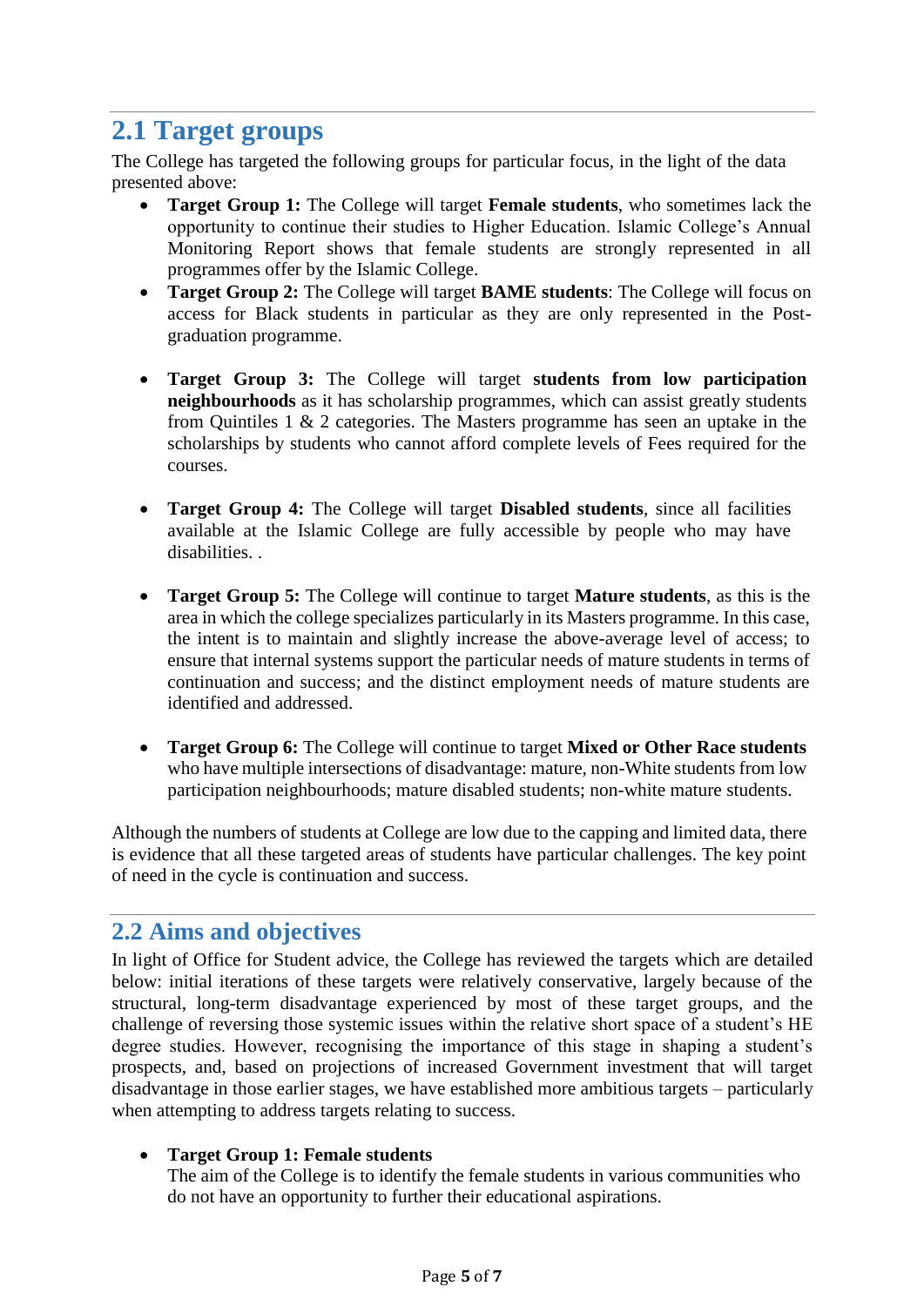## 2.1 Target groups

The College has targeted the following groups for particular focus, in the light of the data presented above:

- **Target Group 1:** The College will target **Female students**, who sometimes lack the opportunity to continue their studies to Higher Education. Islamic College's Annual Monitoring Report shows that female students are strongly represented in all programmes offer by the Islamic College.
- **Target Group 2:** The College will target **BAME students**: The College will focus on access for Black students in particular as they are only represented in the Post-graduation programme.
- **Target Group 3:** The College will target **students from low participation neighbourhoods** as it has scholarship programmes, which can assist greatly students from Quintiles 1 & 2 categories. The Masters programme has seen an uptake in the scholarships by students who cannot afford complete levels of Fees required for the courses.
- **Target Group 4:** The College will target **Disabled students**, since all facilities available at the Islamic College are fully accessible by people who may have disabilities. .
- **Target Group 5:** The College will continue to target **Mature students**, as this is the area in which the college specializes particularly in its Masters programme. In this case, the intent is to maintain and slightly increase the above-average level of access; to ensure that internal systems support the particular needs of mature students in terms of continuation and success; and the distinct employment needs of mature students are identified and addressed.
- **Target Group 6:** The College will continue to target **Mixed or Other Race students** who have multiple intersections of disadvantage: mature, non-White students from low participation neighbourhoods; mature disabled students; non-white mature students.

Although the numbers of students at College are low due to the capping and limited data, there is evidence that all these targeted areas of students have particular challenges. The key point of need in the cycle is continuation and success.

## 2.2 Aims and objectives

In light of Office for Student advice, the College has reviewed the targets which are detailed below: initial iterations of these targets were relatively conservative, largely because of the structural, long-term disadvantage experienced by most of these target groups, and the challenge of reversing those systemic issues within the relative short space of a student's HE degree studies. However, recognising the importance of this stage in shaping a student's prospects, and, based on projections of increased Government investment that will target disadvantage in those earlier stages, we have established more ambitious targets – particularly when attempting to address targets relating to success.

- **Target Group 1: Female students**
  The aim of the College is to identify the female students in various communities who do not have an opportunity to further their educational aspirations.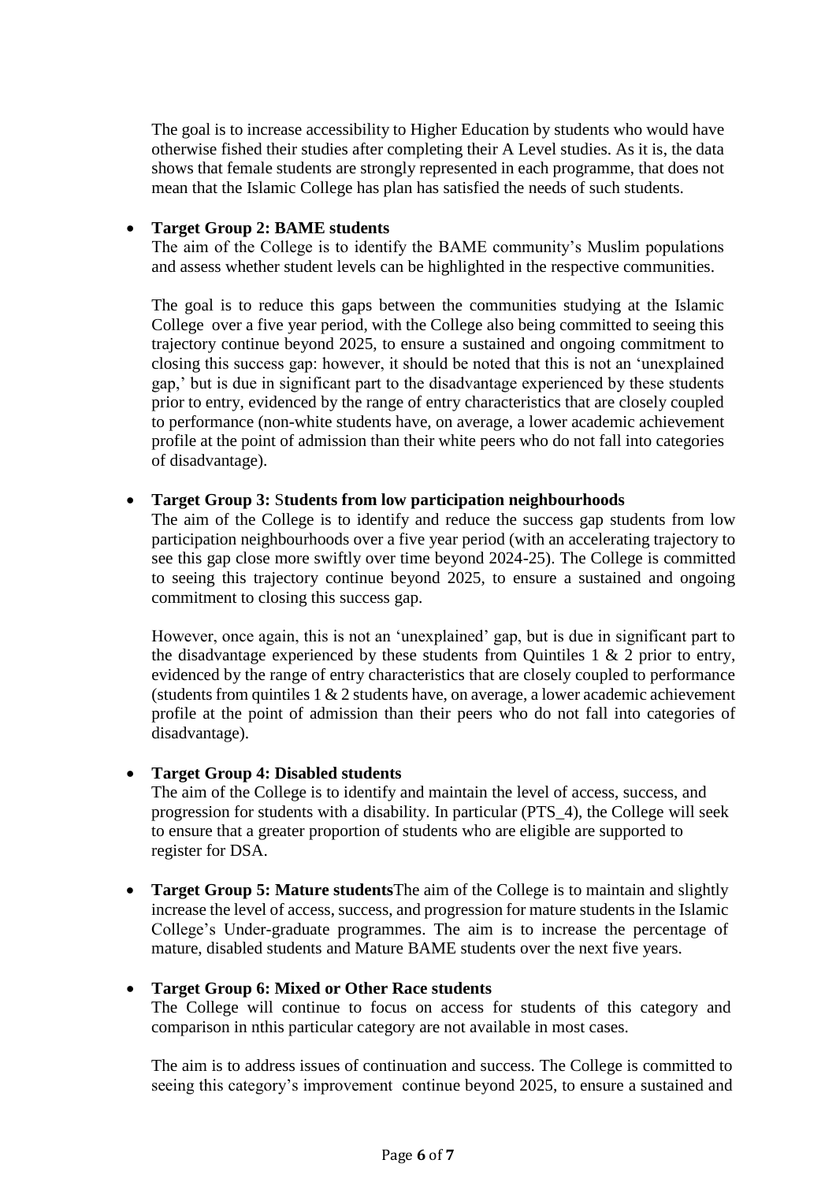The goal is to increase accessibility to Higher Education by students who would have otherwise fished their studies after completing their A Level studies. As it is, the data shows that female students are strongly represented in each programme, that does not mean that the Islamic College has plan has satisfied the needs of such students.

- **Target Group 2: BAME students**
  The aim of the College is to identify the BAME community's Muslim populations and assess whether student levels can be highlighted in the respective communities.

  The goal is to reduce this gaps between the communities studying at the Islamic College over a five year period, with the College also being committed to seeing this trajectory continue beyond 2025, to ensure a sustained and ongoing commitment to closing this success gap: however, it should be noted that this is not an 'unexplained gap,' but is due in significant part to the disadvantage experienced by these students prior to entry, evidenced by the range of entry characteristics that are closely coupled to performance (non-white students have, on average, a lower academic achievement profile at the point of admission than their white peers who do not fall into categories of disadvantage).

- **Target Group 3: Students from low participation neighbourhoods**
  The aim of the College is to identify and reduce the success gap students from low participation neighbourhoods over a five year period (with an accelerating trajectory to see this gap close more swiftly over time beyond 2024-25). The College is committed to seeing this trajectory continue beyond 2025, to ensure a sustained and ongoing commitment to closing this success gap.

  However, once again, this is not an 'unexplained' gap, but is due in significant part to the disadvantage experienced by these students from Quintiles 1 & 2 prior to entry, evidenced by the range of entry characteristics that are closely coupled to performance (students from quintiles 1 & 2 students have, on average, a lower academic achievement profile at the point of admission than their peers who do not fall into categories of disadvantage).

- **Target Group 4: Disabled students**
  The aim of the College is to identify and maintain the level of access, success, and progression for students with a disability. In particular (PTS_4), the College will seek to ensure that a greater proportion of students who are eligible are supported to register for DSA.

- **Target Group 5: Mature students**The aim of the College is to maintain and slightly increase the level of access, success, and progression for mature students in the Islamic College's Under-graduate programmes. The aim is to increase the percentage of mature, disabled students and Mature BAME students over the next five years.

- **Target Group 6: Mixed or Other Race students**
  The College will continue to focus on access for students of this category and comparison in nthis particular category are not available in most cases.

  The aim is to address issues of continuation and success. The College is committed to seeing this category's improvement continue beyond 2025, to ensure a sustained and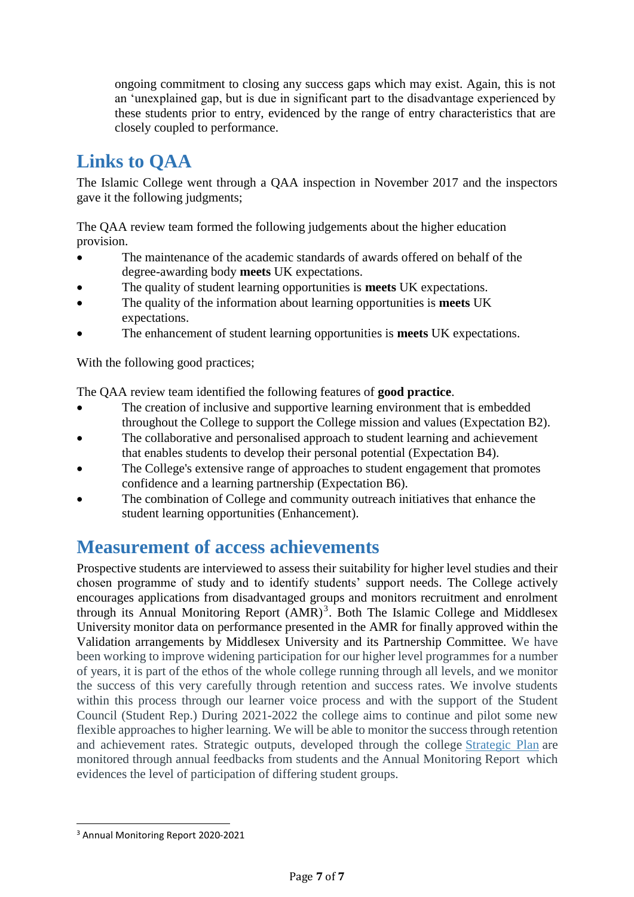ongoing commitment to closing any success gaps which may exist. Again, this is not an 'unexplained gap, but is due in significant part to the disadvantage experienced by these students prior to entry, evidenced by the range of entry characteristics that are closely coupled to performance.

## Links to QAA

The Islamic College went through a QAA inspection in November 2017 and the inspectors gave it the following judgments;

The QAA review team formed the following judgements about the higher education provision.

- The maintenance of the academic standards of awards offered on behalf of the degree-awarding body **meets** UK expectations.
- The quality of student learning opportunities is **meets** UK expectations.
- The quality of the information about learning opportunities is **meets** UK expectations.
- The enhancement of student learning opportunities is **meets** UK expectations.

With the following good practices;

The QAA review team identified the following features of **good practice**.

- The creation of inclusive and supportive learning environment that is embedded throughout the College to support the College mission and values (Expectation B2).
- The collaborative and personalised approach to student learning and achievement that enables students to develop their personal potential (Expectation B4).
- The College's extensive range of approaches to student engagement that promotes confidence and a learning partnership (Expectation B6).
- The combination of College and community outreach initiatives that enhance the student learning opportunities (Enhancement).

## Measurement of access achievements

Prospective students are interviewed to assess their suitability for higher level studies and their chosen programme of study and to identify students' support needs. The College actively encourages applications from disadvantaged groups and monitors recruitment and enrolment through its Annual Monitoring Report (AMR)[3]. Both The Islamic College and Middlesex University monitor data on performance presented in the AMR for finally approved within the Validation arrangements by Middlesex University and its Partnership Committee. We have been working to improve widening participation for our higher level programmes for a number of years, it is part of the ethos of the whole college running through all levels, and we monitor the success of this very carefully through retention and success rates. We involve students within this process through our learner voice process and with the support of the Student Council (Student Rep.) During 2021-2022 the college aims to continue and pilot some new flexible approaches to higher learning. We will be able to monitor the success through retention and achievement rates. Strategic outputs, developed through the college Strategic Plan are monitored through annual feedbacks from students and the Annual Monitoring Report which evidences the level of participation of differing student groups.

[3] Annual Monitoring Report 2020-2021